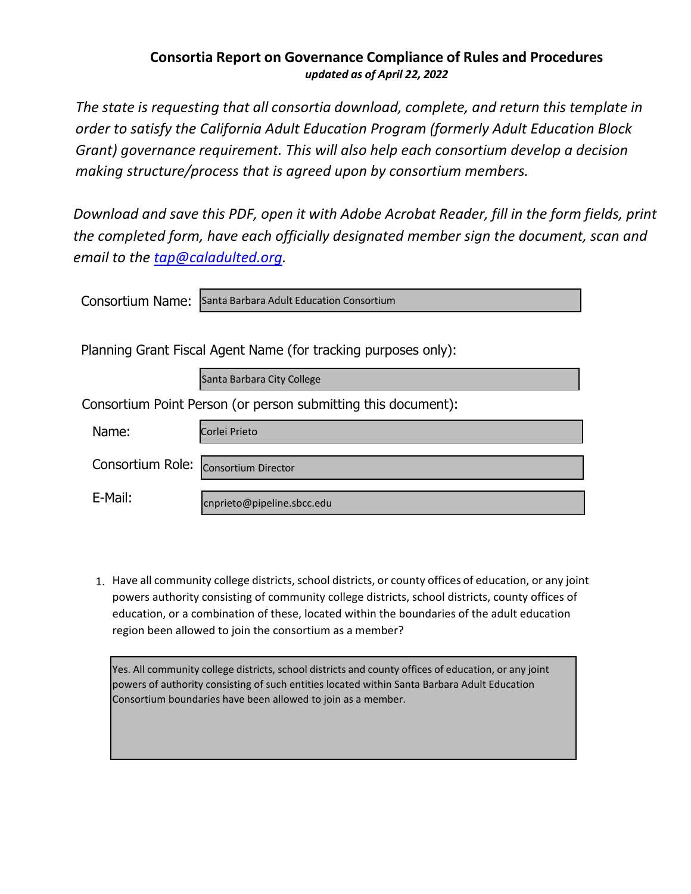# Consortia Report on Governance Compliance of Rules and Procedures

***updated as of April 22, 2022***

*The state is requesting that all consortia download, complete, and return this template in order to satisfy the California Adult Education Program (formerly Adult Education Block Grant) governance requirement. This will also help each consortium develop a decision making structure/process that is agreed upon by consortium members.*

*Download and save this PDF, open it with Adobe Acrobat Reader, fill in the form fields, print the completed form, have each officially designated member sign the document, scan and email to the [tap@caladulted.org](mailto:tap@caladulted.org).*

Consortium Name: Santa Barbara Adult Education Consortium

Planning Grant Fiscal Agent Name (for tracking purposes only):

Santa Barbara City College

Consortium Point Person (or person submitting this document):

Name: Corlei Prieto

Consortium Role: Consortium Director

E-Mail: cnprieto@pipeline.sbcc.edu

1. Have all community college districts, school districts, or county offices of education, or any joint powers authority consisting of community college districts, school districts, county offices of education, or a combination of these, located within the boundaries of the adult education region been allowed to join the consortium as a member?

   Yes. All community college districts, school districts and county offices of education, or any joint powers of authority consisting of such entities located within Santa Barbara Adult Education Consortium boundaries have been allowed to join as a member.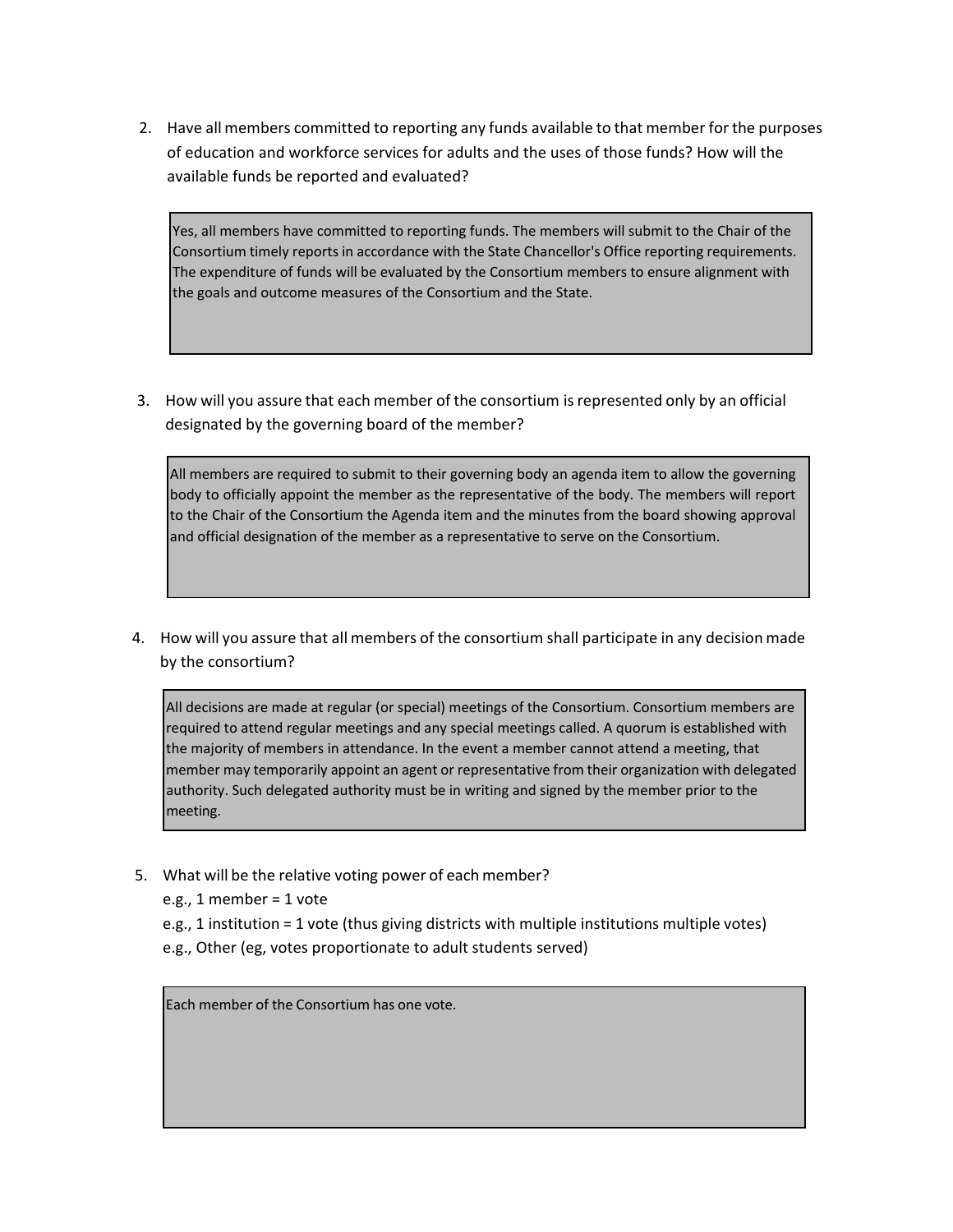2. Have all members committed to reporting any funds available to that member for the purposes of education and workforce services for adults and the uses of those funds? How will the available funds be reported and evaluated?

> Yes, all members have committed to reporting funds. The members will submit to the Chair of the Consortium timely reports in accordance with the State Chancellor's Office reporting requirements. The expenditure of funds will be evaluated by the Consortium members to ensure alignment with the goals and outcome measures of the Consortium and the State.

3. How will you assure that each member of the consortium is represented only by an official designated by the governing board of the member?

> All members are required to submit to their governing body an agenda item to allow the governing body to officially appoint the member as the representative of the body. The members will report to the Chair of the Consortium the Agenda item and the minutes from the board showing approval and official designation of the member as a representative to serve on the Consortium.

4. How will you assure that all members of the consortium shall participate in any decision made by the consortium?

> All decisions are made at regular (or special) meetings of the Consortium. Consortium members are required to attend regular meetings and any special meetings called. A quorum is established with the majority of members in attendance. In the event a member cannot attend a meeting, that member may temporarily appoint an agent or representative from their organization with delegated authority. Such delegated authority must be in writing and signed by the member prior to the meeting.

5. What will be the relative voting power of each member?
   e.g., 1 member = 1 vote
   e.g., 1 institution = 1 vote (thus giving districts with multiple institutions multiple votes)
   e.g., Other (eg, votes proportionate to adult students served)

> Each member of the Consortium has one vote.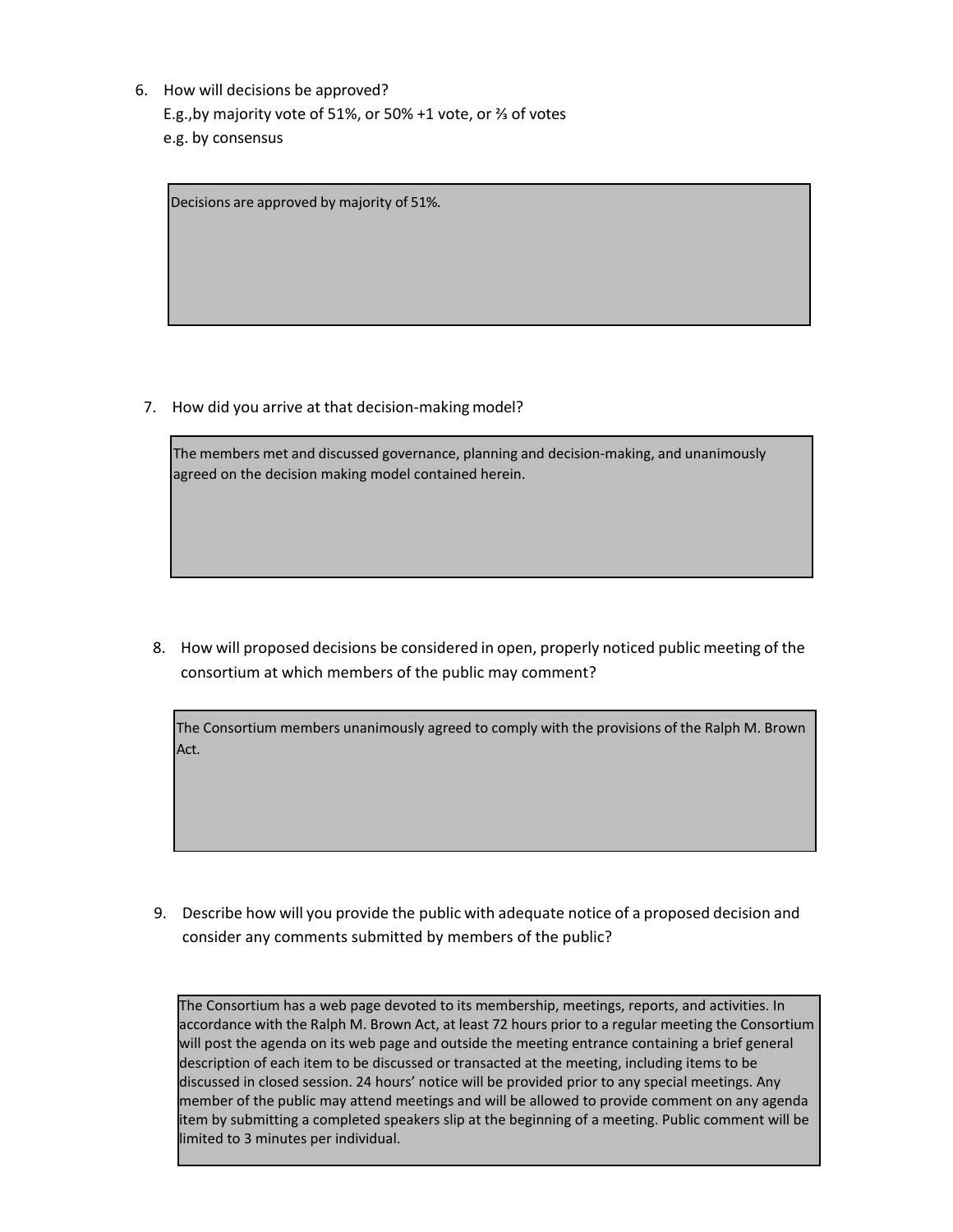6. How will decisions be approved?
   E.g.,by majority vote of 51%, or 50% +1 vote, or ⅔ of votes
   e.g. by consensus

> Decisions are approved by majority of 51%.

7. How did you arrive at that decision-making model?

> The members met and discussed governance, planning and decision-making, and unanimously agreed on the decision making model contained herein.

8. How will proposed decisions be considered in open, properly noticed public meeting of the consortium at which members of the public may comment?

> The Consortium members unanimously agreed to comply with the provisions of the Ralph M. Brown Act.

9. Describe how will you provide the public with adequate notice of a proposed decision and consider any comments submitted by members of the public?

> The Consortium has a web page devoted to its membership, meetings, reports, and activities. In accordance with the Ralph M. Brown Act, at least 72 hours prior to a regular meeting the Consortium will post the agenda on its web page and outside the meeting entrance containing a brief general description of each item to be discussed or transacted at the meeting, including items to be discussed in closed session. 24 hours' notice will be provided prior to any special meetings. Any member of the public may attend meetings and will be allowed to provide comment on any agenda item by submitting a completed speakers slip at the beginning of a meeting. Public comment will be limited to 3 minutes per individual.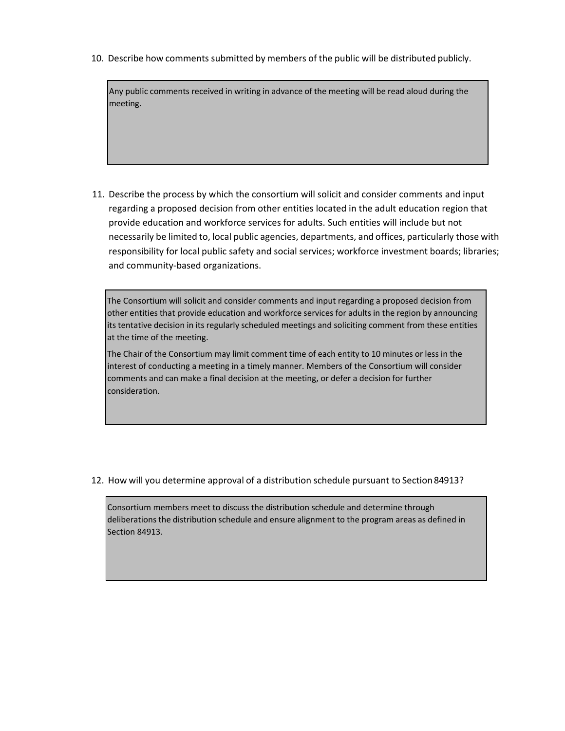10. Describe how comments submitted by members of the public will be distributed publicly.

> Any public comments received in writing in advance of the meeting will be read aloud during the meeting.

11. Describe the process by which the consortium will solicit and consider comments and input regarding a proposed decision from other entities located in the adult education region that provide education and workforce services for adults. Such entities will include but not necessarily be limited to, local public agencies, departments, and offices, particularly those with responsibility for local public safety and social services; workforce investment boards; libraries; and community-based organizations.

> The Consortium will solicit and consider comments and input regarding a proposed decision from other entities that provide education and workforce services for adults in the region by announcing its tentative decision in its regularly scheduled meetings and soliciting comment from these entities at the time of the meeting.
>
> The Chair of the Consortium may limit comment time of each entity to 10 minutes or less in the interest of conducting a meeting in a timely manner. Members of the Consortium will consider comments and can make a final decision at the meeting, or defer a decision for further consideration.

12. How will you determine approval of a distribution schedule pursuant to Section 84913?

> Consortium members meet to discuss the distribution schedule and determine through deliberations the distribution schedule and ensure alignment to the program areas as defined in Section 84913.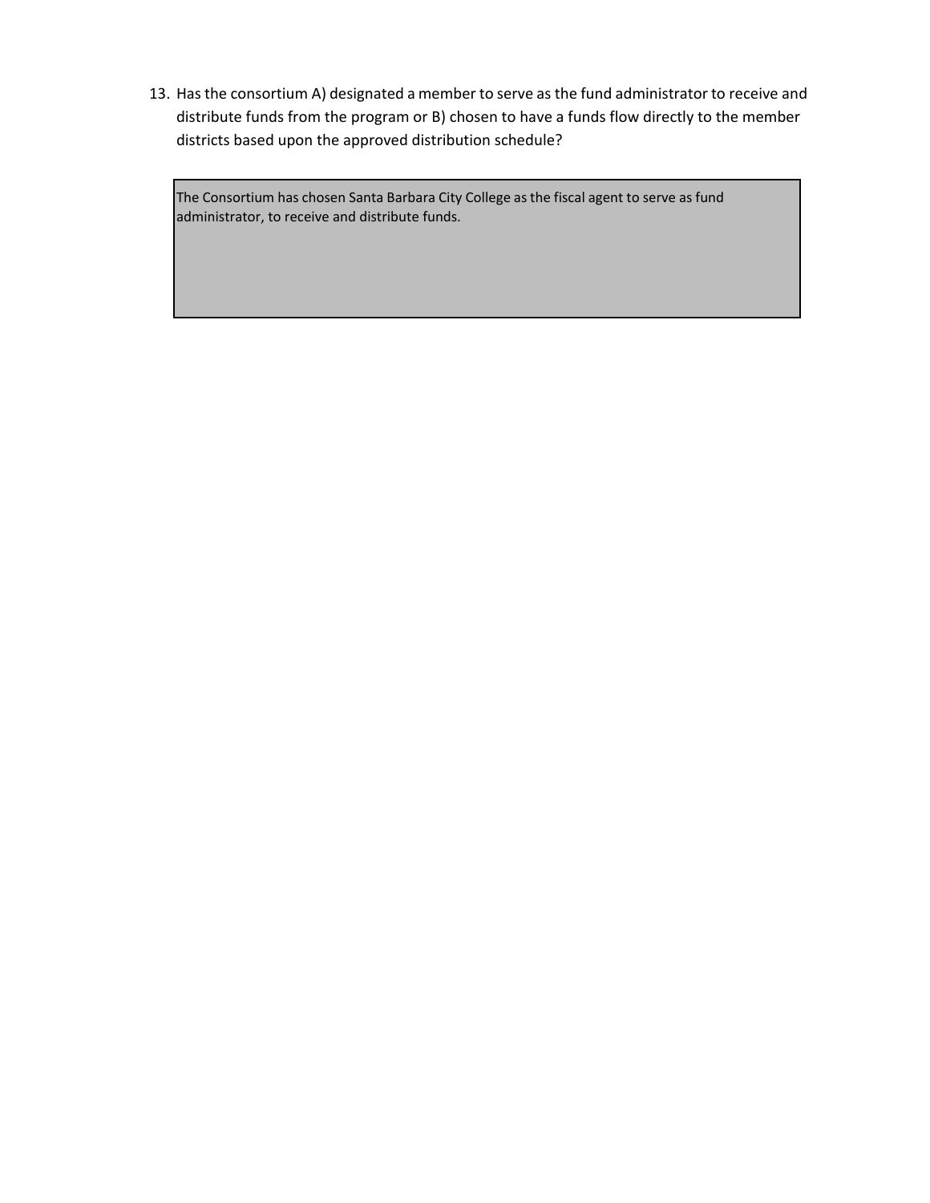13. Has the consortium A) designated a member to serve as the fund administrator to receive and distribute funds from the program or B) chosen to have a funds flow directly to the member districts based upon the approved distribution schedule?

| The Consortium has chosen Santa Barbara City College as the fiscal agent to serve as fund administrator, to receive and distribute funds. |
| --- |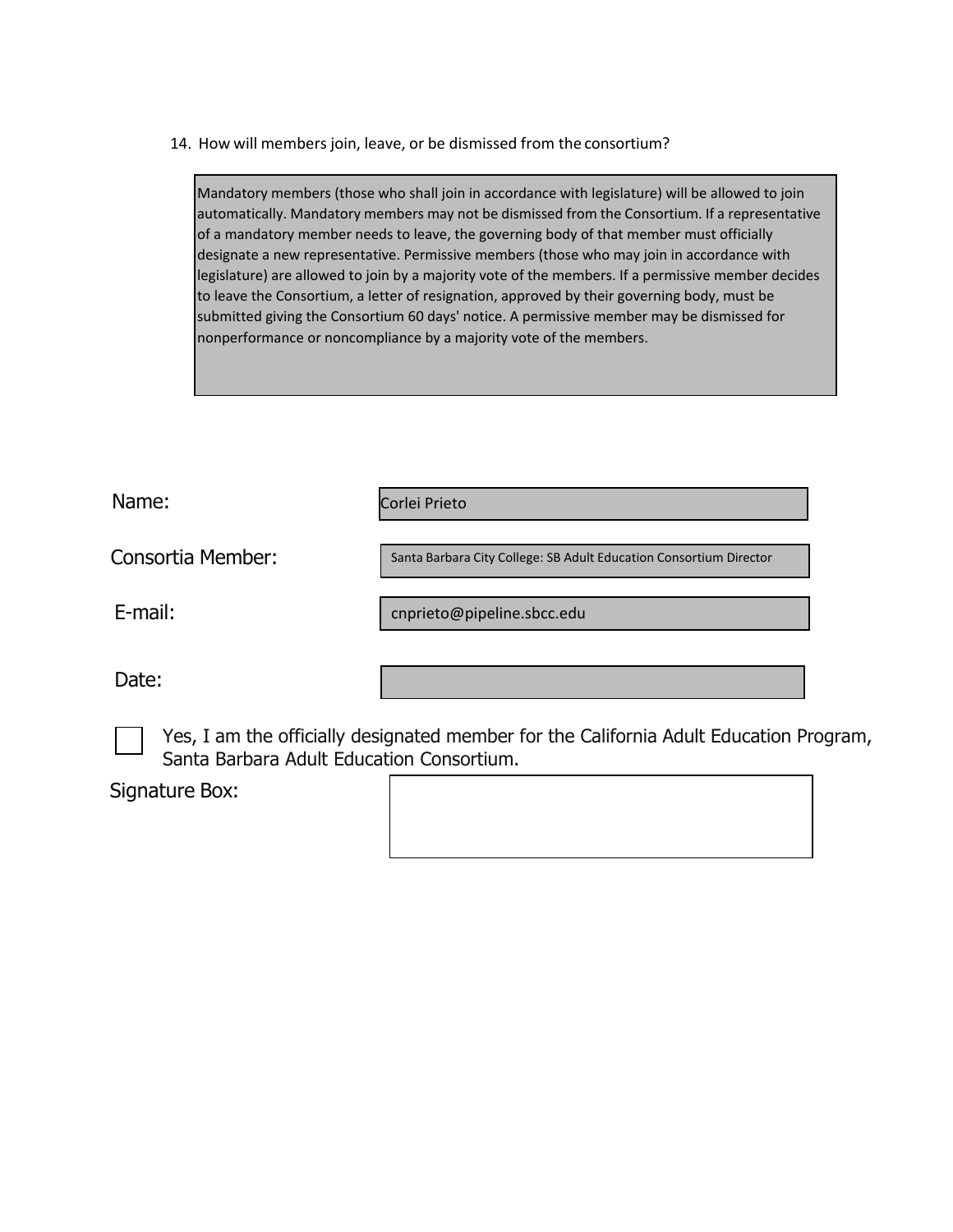14. How will members join, leave, or be dismissed from the consortium?

Mandatory members (those who shall join in accordance with legislature) will be allowed to join automatically. Mandatory members may not be dismissed from the Consortium. If a representative of a mandatory member needs to leave, the governing body of that member must officially designate a new representative. Permissive members (those who may join in accordance with legislature) are allowed to join by a majority vote of the members. If a permissive member decides to leave the Consortium, a letter of resignation, approved by their governing body, must be submitted giving the Consortium 60 days' notice. A permissive member may be dismissed for nonperformance or noncompliance by a majority vote of the members.

Name: Corlei Prieto

Consortia Member: Santa Barbara City College: SB Adult Education Consortium Director

E-mail: cnprieto@pipeline.sbcc.edu

Date:

☐ Yes, I am the officially designated member for the California Adult Education Program, Santa Barbara Adult Education Consortium.

Signature Box: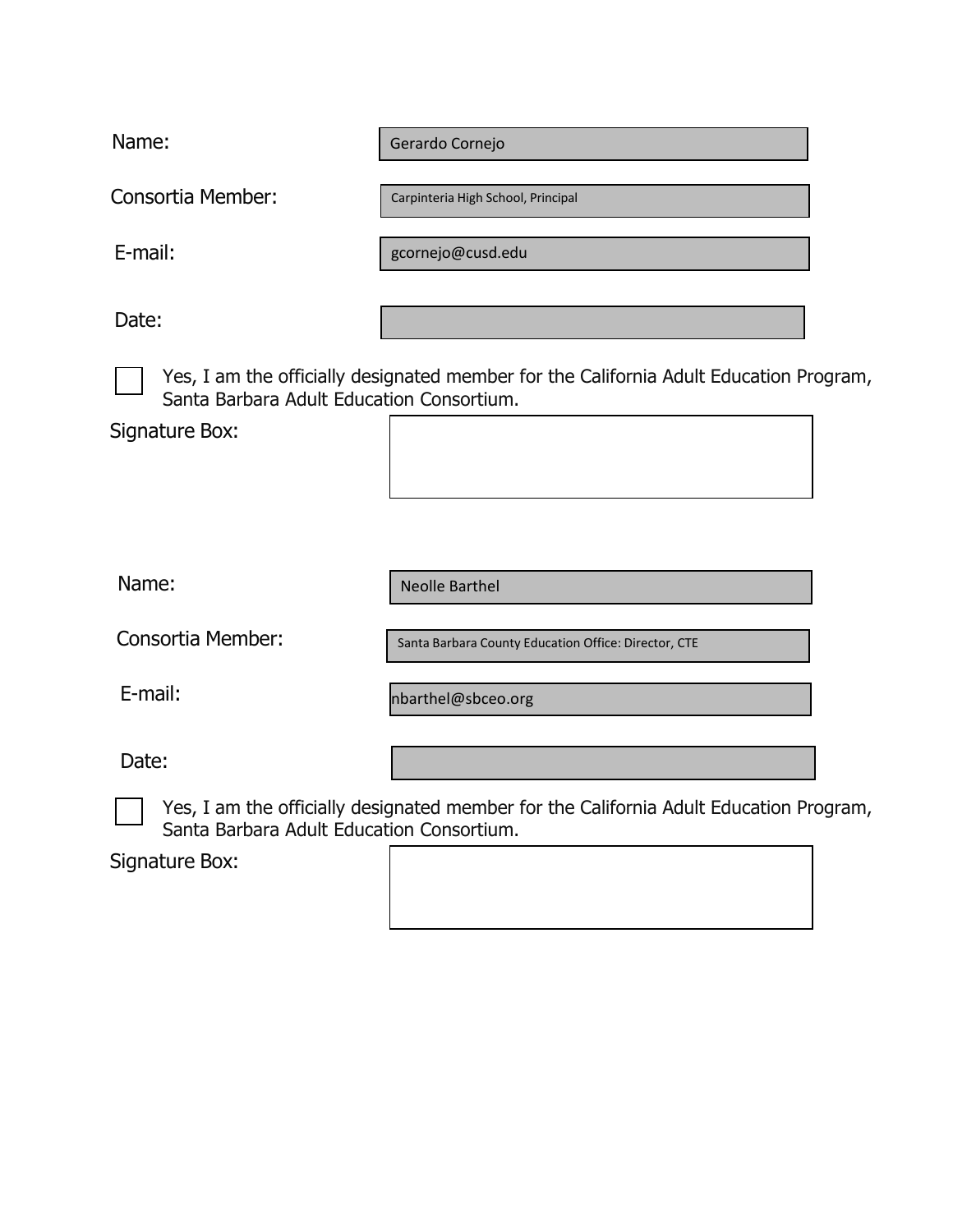Name: Gerardo Cornejo

Consortia Member: Carpinteria High School, Principal

E-mail: gcornejo@cusd.edu

Date:

☐ Yes, I am the officially designated member for the California Adult Education Program, Santa Barbara Adult Education Consortium.

Signature Box:

Name: Neolle Barthel

Consortia Member: Santa Barbara County Education Office: Director, CTE

E-mail: nbarthel@sbceo.org

Date:

☐ Yes, I am the officially designated member for the California Adult Education Program, Santa Barbara Adult Education Consortium.

Signature Box: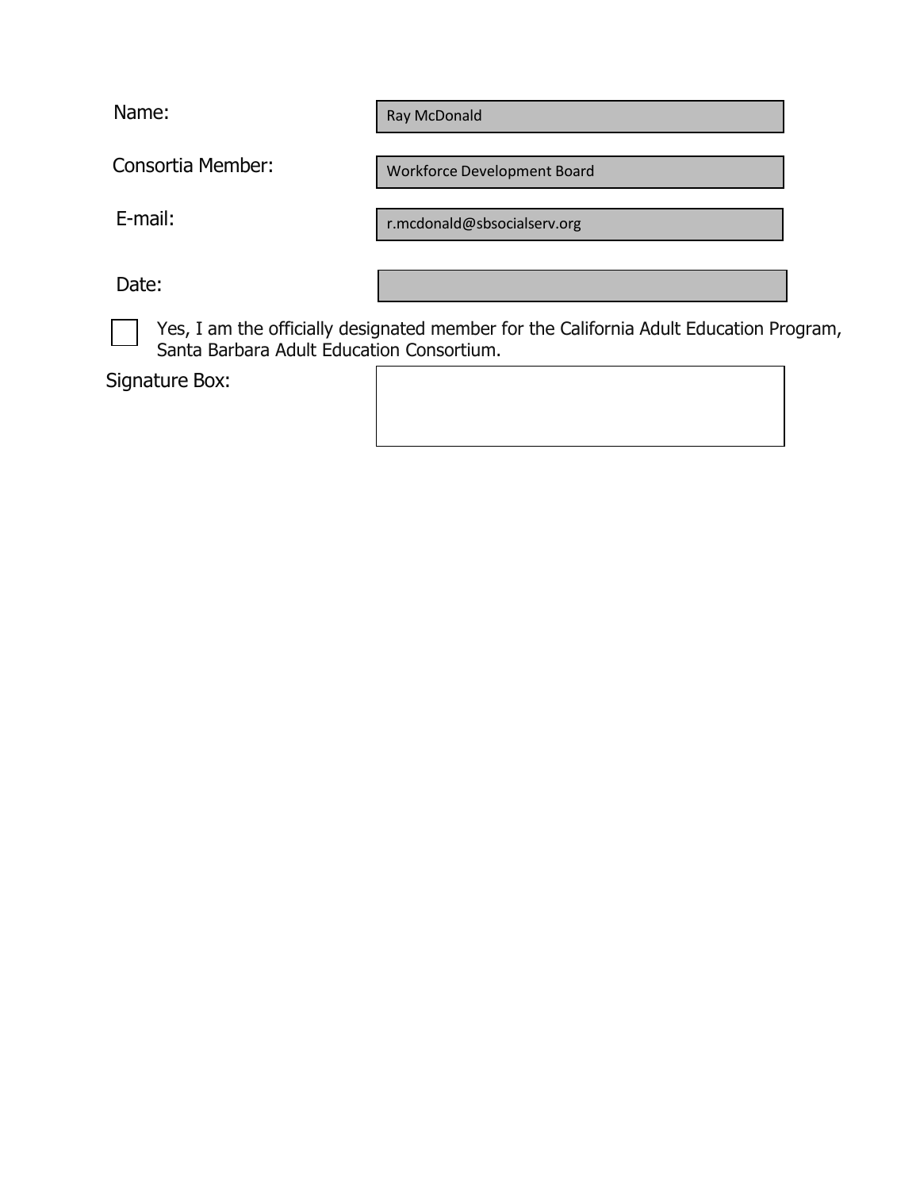Name: Ray McDonald

Consortia Member: Workforce Development Board

E-mail: r.mcdonald@sbsocialserv.org

Date:

☐ Yes, I am the officially designated member for the California Adult Education Program, Santa Barbara Adult Education Consortium.

Signature Box: